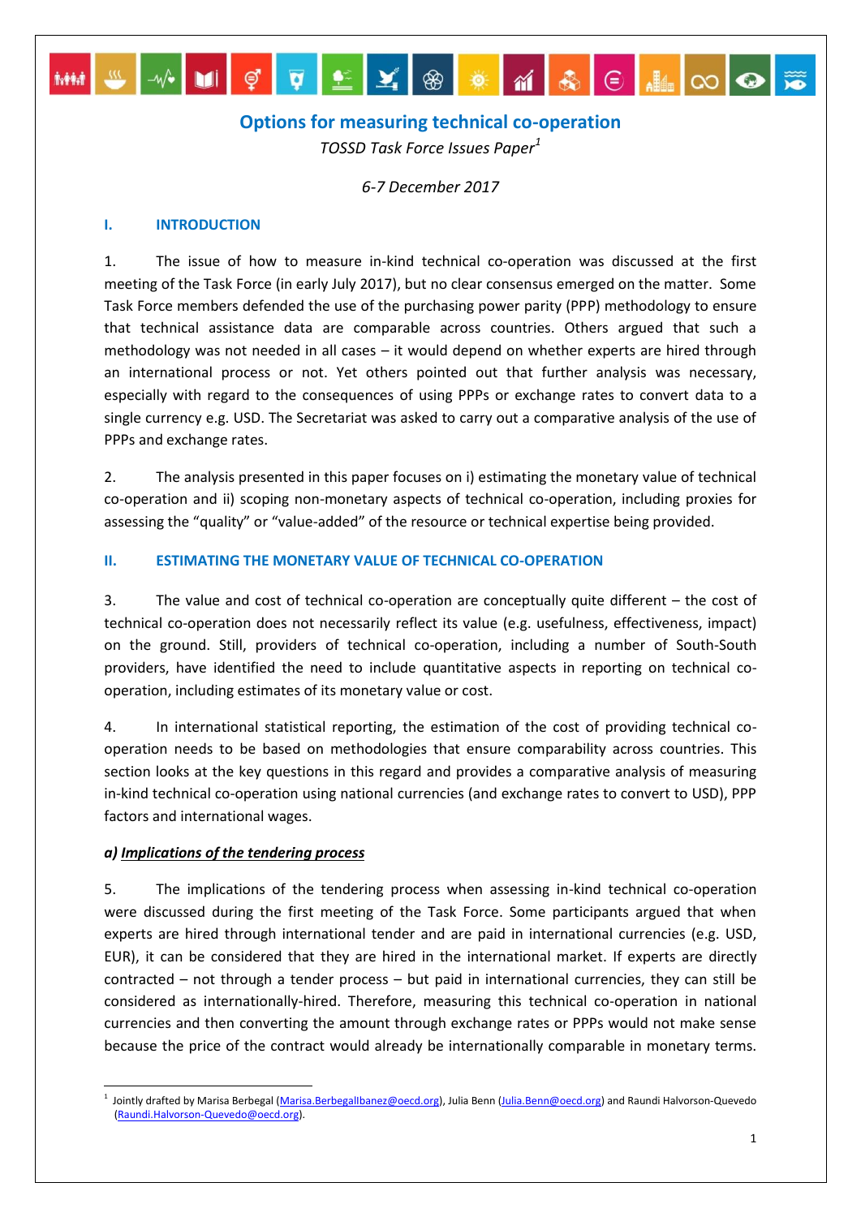# Options for measuring technical co-operation

*TOSSD Task Force Issues Paper*[1]

*6-7 December 2017*

## I. INTRODUCTION

1. The issue of how to measure in-kind technical co-operation was discussed at the first meeting of the Task Force (in early July 2017), but no clear consensus emerged on the matter. Some Task Force members defended the use of the purchasing power parity (PPP) methodology to ensure that technical assistance data are comparable across countries. Others argued that such a methodology was not needed in all cases – it would depend on whether experts are hired through an international process or not. Yet others pointed out that further analysis was necessary, especially with regard to the consequences of using PPPs or exchange rates to convert data to a single currency e.g. USD. The Secretariat was asked to carry out a comparative analysis of the use of PPPs and exchange rates.

2. The analysis presented in this paper focuses on i) estimating the monetary value of technical co-operation and ii) scoping non-monetary aspects of technical co-operation, including proxies for assessing the "quality" or "value-added" of the resource or technical expertise being provided.

## II. ESTIMATING THE MONETARY VALUE OF TECHNICAL CO-OPERATION

3. The value and cost of technical co-operation are conceptually quite different – the cost of technical co-operation does not necessarily reflect its value (e.g. usefulness, effectiveness, impact) on the ground. Still, providers of technical co-operation, including a number of South-South providers, have identified the need to include quantitative aspects in reporting on technical co-operation, including estimates of its monetary value or cost.

4. In international statistical reporting, the estimation of the cost of providing technical co-operation needs to be based on methodologies that ensure comparability across countries. This section looks at the key questions in this regard and provides a comparative analysis of measuring in-kind technical co-operation using national currencies (and exchange rates to convert to USD), PPP factors and international wages.

### *a) Implications of the tendering process*

5. The implications of the tendering process when assessing in-kind technical co-operation were discussed during the first meeting of the Task Force. Some participants argued that when experts are hired through international tender and are paid in international currencies (e.g. USD, EUR), it can be considered that they are hired in the international market. If experts are directly contracted – not through a tender process – but paid in international currencies, they can still be considered as internationally-hired. Therefore, measuring this technical co-operation in national currencies and then converting the amount through exchange rates or PPPs would not make sense because the price of the contract would already be internationally comparable in monetary terms.

[1] Jointly drafted by Marisa Berbegal (Marisa.BerbegalIbanez@oecd.org), Julia Benn (Julia.Benn@oecd.org) and Raundi Halvorson-Quevedo (Raundi.Halvorson-Quevedo@oecd.org).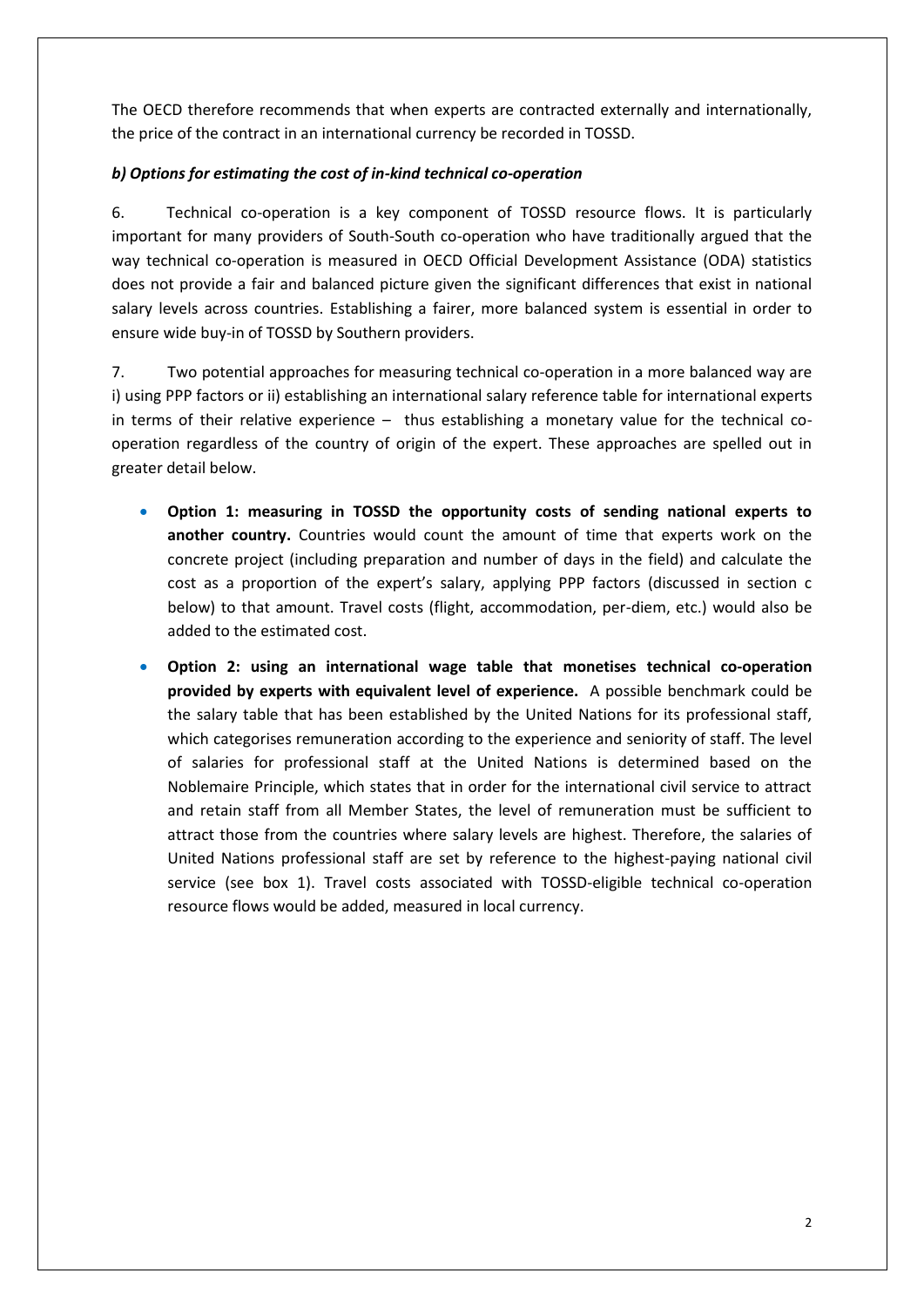The OECD therefore recommends that when experts are contracted externally and internationally, the price of the contract in an international currency be recorded in TOSSD.

***b) Options for estimating the cost of in-kind technical co-operation***

6. Technical co-operation is a key component of TOSSD resource flows. It is particularly important for many providers of South-South co-operation who have traditionally argued that the way technical co-operation is measured in OECD Official Development Assistance (ODA) statistics does not provide a fair and balanced picture given the significant differences that exist in national salary levels across countries. Establishing a fairer, more balanced system is essential in order to ensure wide buy-in of TOSSD by Southern providers.

7. Two potential approaches for measuring technical co-operation in a more balanced way are i) using PPP factors or ii) establishing an international salary reference table for international experts in terms of their relative experience – thus establishing a monetary value for the technical co-operation regardless of the country of origin of the expert. These approaches are spelled out in greater detail below.

- **Option 1: measuring in TOSSD the opportunity costs of sending national experts to another country.** Countries would count the amount of time that experts work on the concrete project (including preparation and number of days in the field) and calculate the cost as a proportion of the expert's salary, applying PPP factors (discussed in section c below) to that amount. Travel costs (flight, accommodation, per-diem, etc.) would also be added to the estimated cost.
- **Option 2: using an international wage table that monetises technical co-operation provided by experts with equivalent level of experience.** A possible benchmark could be the salary table that has been established by the United Nations for its professional staff, which categorises remuneration according to the experience and seniority of staff. The level of salaries for professional staff at the United Nations is determined based on the Noblemaire Principle, which states that in order for the international civil service to attract and retain staff from all Member States, the level of remuneration must be sufficient to attract those from the countries where salary levels are highest. Therefore, the salaries of United Nations professional staff are set by reference to the highest-paying national civil service (see box 1). Travel costs associated with TOSSD-eligible technical co-operation resource flows would be added, measured in local currency.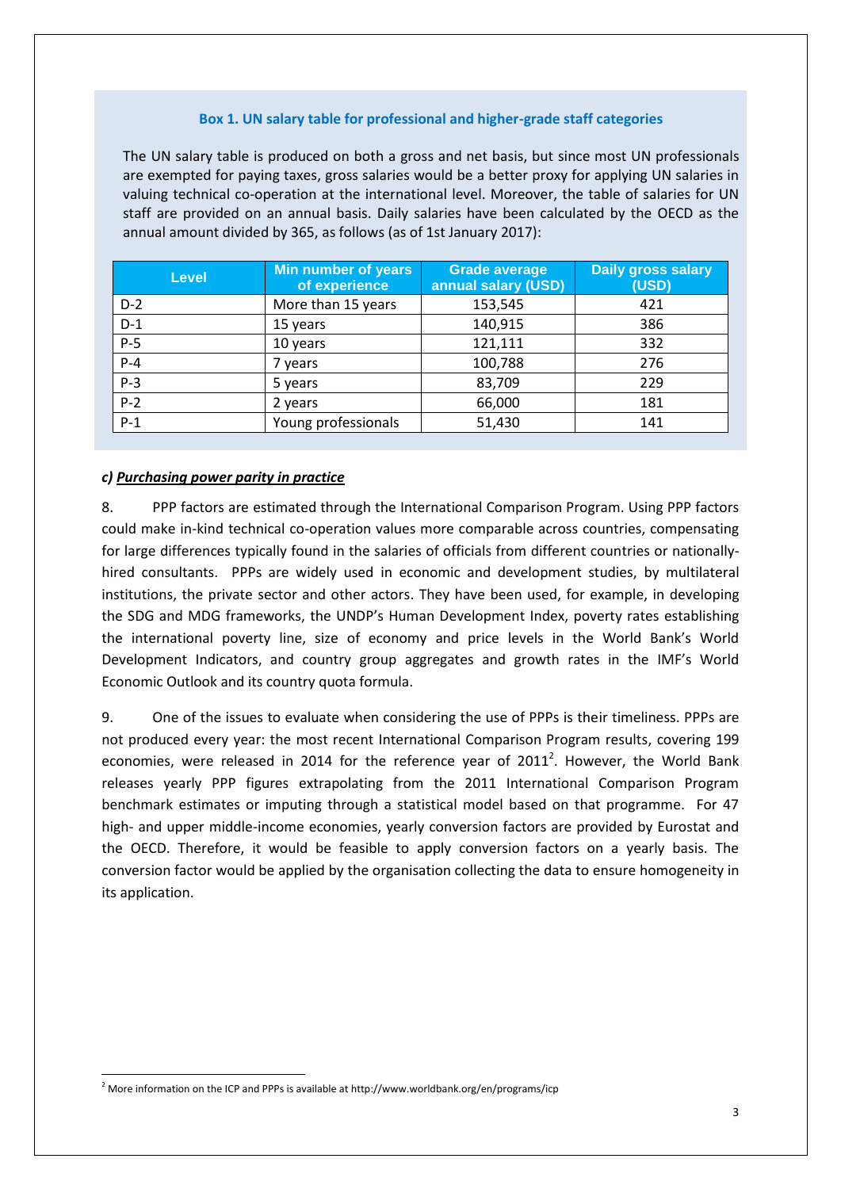### Box 1. UN salary table for professional and higher-grade staff categories

The UN salary table is produced on both a gross and net basis, but since most UN professionals are exempted for paying taxes, gross salaries would be a better proxy for applying UN salaries in valuing technical co-operation at the international level. Moreover, the table of salaries for UN staff are provided on an annual basis. Daily salaries have been calculated by the OECD as the annual amount divided by 365, as follows (as of 1st January 2017):

| Level | Min number of years of experience | Grade average annual salary (USD) | Daily gross salary (USD) |
|---|---|---|---|
| D-2 | More than 15 years | 153,545 | 421 |
| D-1 | 15 years | 140,915 | 386 |
| P-5 | 10 years | 121,111 | 332 |
| P-4 | 7 years | 100,788 | 276 |
| P-3 | 5 years | 83,709 | 229 |
| P-2 | 2 years | 66,000 | 181 |
| P-1 | Young professionals | 51,430 | 141 |

#### *c) Purchasing power parity in practice*

8. PPP factors are estimated through the International Comparison Program. Using PPP factors could make in-kind technical co-operation values more comparable across countries, compensating for large differences typically found in the salaries of officials from different countries or nationally-hired consultants. PPPs are widely used in economic and development studies, by multilateral institutions, the private sector and other actors. They have been used, for example, in developing the SDG and MDG frameworks, the UNDP's Human Development Index, poverty rates establishing the international poverty line, size of economy and price levels in the World Bank's World Development Indicators, and country group aggregates and growth rates in the IMF's World Economic Outlook and its country quota formula.

9. One of the issues to evaluate when considering the use of PPPs is their timeliness. PPPs are not produced every year: the most recent International Comparison Program results, covering 199 economies, were released in 2014 for the reference year of 2011[2]. However, the World Bank releases yearly PPP figures extrapolating from the 2011 International Comparison Program benchmark estimates or imputing through a statistical model based on that programme. For 47 high- and upper middle-income economies, yearly conversion factors are provided by Eurostat and the OECD. Therefore, it would be feasible to apply conversion factors on a yearly basis. The conversion factor would be applied by the organisation collecting the data to ensure homogeneity in its application.

[2] More information on the ICP and PPPs is available at http://www.worldbank.org/en/programs/icp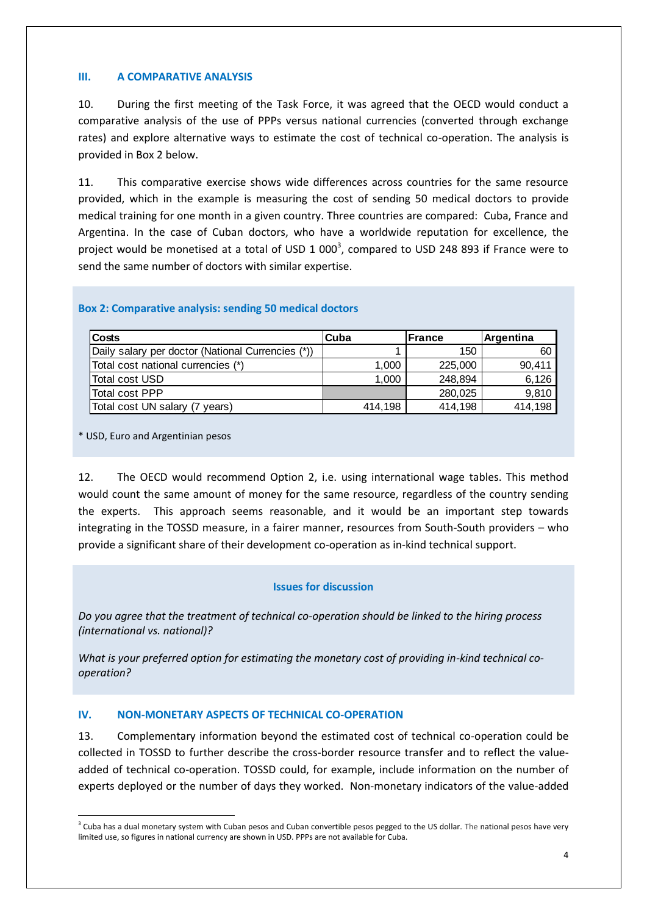## III. A COMPARATIVE ANALYSIS

10. During the first meeting of the Task Force, it was agreed that the OECD would conduct a comparative analysis of the use of PPPs versus national currencies (converted through exchange rates) and explore alternative ways to estimate the cost of technical co-operation. The analysis is provided in Box 2 below.

11. This comparative exercise shows wide differences across countries for the same resource provided, which in the example is measuring the cost of sending 50 medical doctors to provide medical training for one month in a given country. Three countries are compared: Cuba, France and Argentina. In the case of Cuban doctors, who have a worldwide reputation for excellence, the project would be monetised at a total of USD 1 000[3], compared to USD 248 893 if France were to send the same number of doctors with similar expertise.

**Box 2: Comparative analysis: sending 50 medical doctors**

| Costs | Cuba | France | Argentina |
|---|---|---|---|
| Daily salary per doctor (National Currencies (*)) | 1 | 150 | 60 |
| Total cost national currencies (*) | 1,000 | 225,000 | 90,411 |
| Total cost USD | 1,000 | 248,894 | 6,126 |
| Total cost PPP | | 280,025 | 9,810 |
| Total cost UN salary (7 years) | 414,198 | 414,198 | 414,198 |

* USD, Euro and Argentinian pesos

12. The OECD would recommend Option 2, i.e. using international wage tables. This method would count the same amount of money for the same resource, regardless of the country sending the experts. This approach seems reasonable, and it would be an important step towards integrating in the TOSSD measure, in a fairer manner, resources from South-South providers – who provide a significant share of their development co-operation as in-kind technical support.

**Issues for discussion**

*Do you agree that the treatment of technical co-operation should be linked to the hiring process (international vs. national)?*

*What is your preferred option for estimating the monetary cost of providing in-kind technical co-operation?*

## IV. NON-MONETARY ASPECTS OF TECHNICAL CO-OPERATION

13. Complementary information beyond the estimated cost of technical co-operation could be collected in TOSSD to further describe the cross-border resource transfer and to reflect the value-added of technical co-operation. TOSSD could, for example, include information on the number of experts deployed or the number of days they worked. Non-monetary indicators of the value-added

[3] Cuba has a dual monetary system with Cuban pesos and Cuban convertible pesos pegged to the US dollar. The national pesos have very limited use, so figures in national currency are shown in USD. PPPs are not available for Cuba.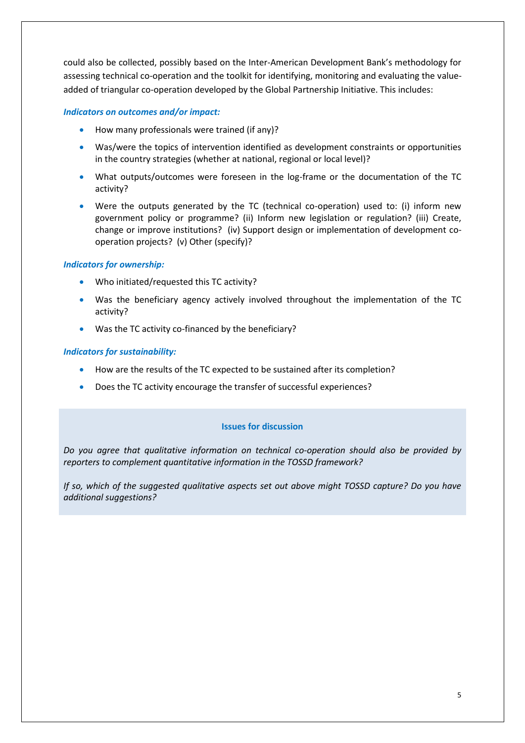could also be collected, possibly based on the Inter-American Development Bank's methodology for assessing technical co-operation and the toolkit for identifying, monitoring and evaluating the value-added of triangular co-operation developed by the Global Partnership Initiative. This includes:

***Indicators on outcomes and/or impact:***

- How many professionals were trained (if any)?
- Was/were the topics of intervention identified as development constraints or opportunities in the country strategies (whether at national, regional or local level)?
- What outputs/outcomes were foreseen in the log-frame or the documentation of the TC activity?
- Were the outputs generated by the TC (technical co-operation) used to: (i) inform new government policy or programme? (ii) Inform new legislation or regulation? (iii) Create, change or improve institutions? (iv) Support design or implementation of development co-operation projects? (v) Other (specify)?

***Indicators for ownership:***

- Who initiated/requested this TC activity?
- Was the beneficiary agency actively involved throughout the implementation of the TC activity?
- Was the TC activity co-financed by the beneficiary?

***Indicators for sustainability:***

- How are the results of the TC expected to be sustained after its completion?
- Does the TC activity encourage the transfer of successful experiences?

**Issues for discussion**

*Do you agree that qualitative information on technical co-operation should also be provided by reporters to complement quantitative information in the TOSSD framework?*

*If so, which of the suggested qualitative aspects set out above might TOSSD capture? Do you have additional suggestions?*